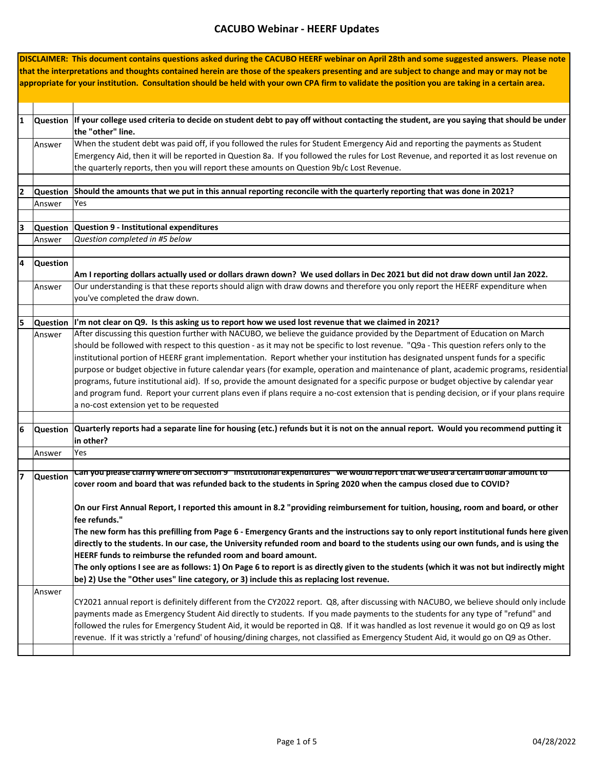# CACUBO Webinar - HEERF Updates

**DISCLAIMER: This document contains questions asked during the CACUBO HEERF webinar on April 28th and some suggested answers. Please note that the interpretations and thoughts contained herein are those of the speakers presenting and are subject to change and may or may not be appropriate for your institution. Consultation should be held with your own CPA firm to validate the position you are taking in a certain area.**

| # | Type | Text |
|---|---|---|
| 1 | Question | **If your college used criteria to decide on student debt to pay off without contacting the student, are you saying that should be under the "other" line.** |
| | Answer | When the student debt was paid off, if you followed the rules for Student Emergency Aid and reporting the payments as Student Emergency Aid, then it will be reported in Question 8a. If you followed the rules for Lost Revenue, and reported it as lost revenue on the quarterly reports, then you will report these amounts on Question 9b/c Lost Revenue. |
| 2 | Question | **Should the amounts that we put in this annual reporting reconcile with the quarterly reporting that was done in 2021?** |
| | Answer | Yes |
| 3 | Question | **Question 9 - Institutional expenditures** |
| | Answer | *Question completed in #5 below* |
| 4 | Question | **Am I reporting dollars actually used or dollars drawn down? We used dollars in Dec 2021 but did not draw down until Jan 2022.** |
| | Answer | Our understanding is that these reports should align with draw downs and therefore you only report the HEERF expenditure when you've completed the draw down. |
| 5 | Question | **I'm not clear on Q9. Is this asking us to report how we used lost revenue that we claimed in 2021?** |
| | Answer | After discussing this question further with NACUBO, we believe the guidance provided by the Department of Education on March should be followed with respect to this question - as it may not be specific to lost revenue. "Q9a - This question refers only to the institutional portion of HEERF grant implementation. Report whether your institution has designated unspent funds for a specific purpose or budget objective in future calendar years (for example, operation and maintenance of plant, academic programs, residential programs, future institutional aid). If so, provide the amount designated for a specific purpose or budget objective by calendar year and program fund. Report your current plans even if plans require a no-cost extension that is pending decision, or if your plans require a no-cost extension yet to be requested |
| 6 | Question | **Quarterly reports had a separate line for housing (etc.) refunds but it is not on the annual report. Would you recommend putting it in other?** |
| | Answer | Yes |
| 7 | Question | **Can you please clarify where on Section 9 "Institutional expenditures" we would report that we used a certain dollar amount to cover room and board that was refunded back to the students in Spring 2020 when the campus closed due to COVID?**<br><br>**On our First Annual Report, I reported this amount in 8.2 "providing reimbursement for tuition, housing, room and board, or other fee refunds."**<br>**The new form has this prefilling from Page 6 - Emergency Grants and the instructions say to only report institutional funds here given directly to the students. In our case, the University refunded room and board to the students using our own funds, and is using the HEERF funds to reimburse the refunded room and board amount.**<br>**The only options I see are as follows: 1) On Page 6 to report is as directly given to the students (which it was not but indirectly might be) 2) Use the "Other uses" line category, or 3) include this as replacing lost revenue.** |
| | Answer | CY2021 annual report is definitely different from the CY2022 report. Q8, after discussing with NACUBO, we believe should only include payments made as Emergency Student Aid directly to students. If you made payments to the students for any type of "refund" and followed the rules for Emergency Student Aid, it would be reported in Q8. If it was handled as lost revenue it would go on Q9 as lost revenue. If it was strictly a 'refund' of housing/dining charges, not classified as Emergency Student Aid, it would go on Q9 as Other. |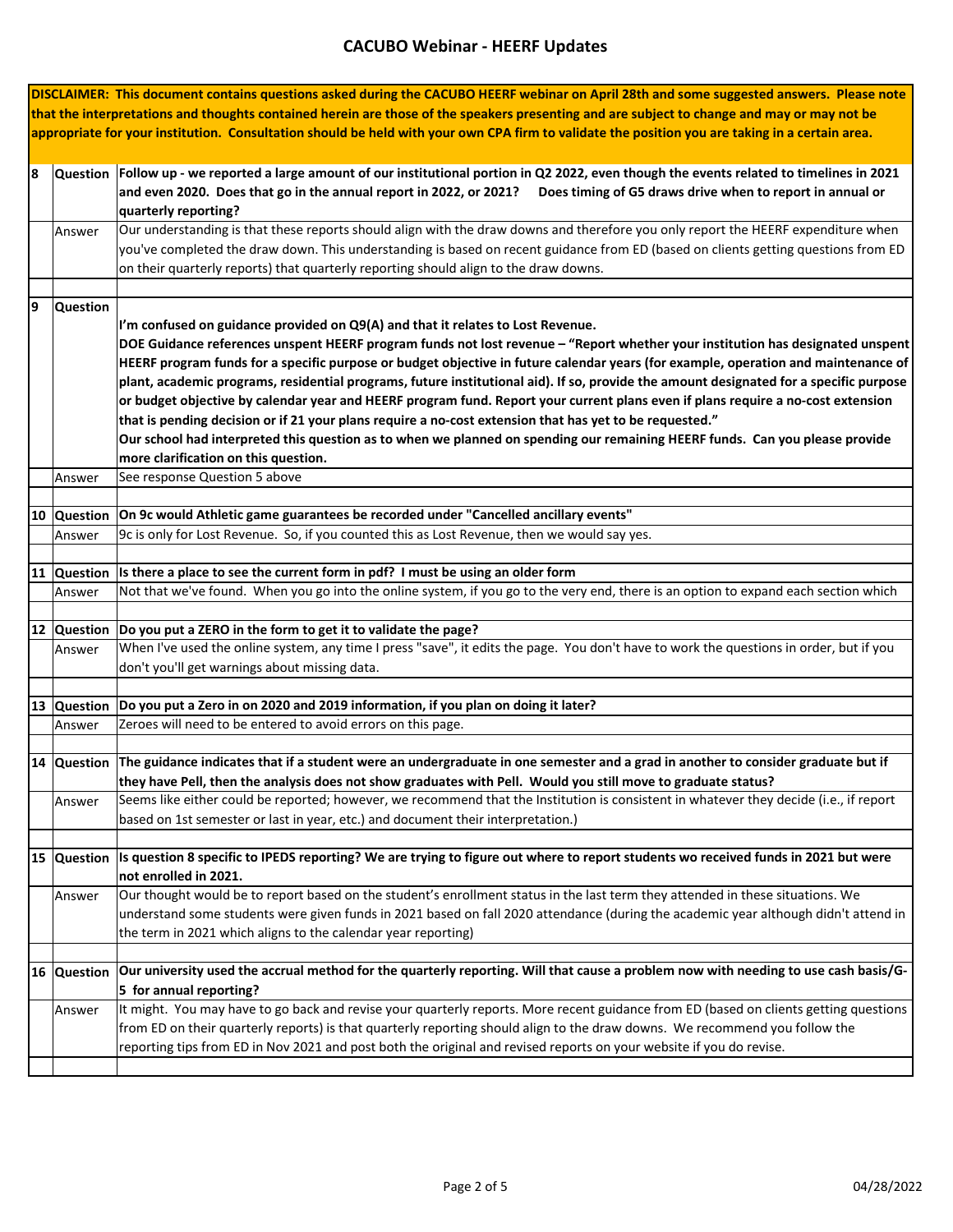## CACUBO Webinar - HEERF Updates

**DISCLAIMER: This document contains questions asked during the CACUBO HEERF webinar on April 28th and some suggested answers. Please note that the interpretations and thoughts contained herein are those of the speakers presenting and are subject to change and may or may not be appropriate for your institution. Consultation should be held with your own CPA firm to validate the position you are taking in a certain area.**

| # | Type | Content |
|---|---|---|
| 8 | Question | **Follow up - we reported a large amount of our institutional portion in Q2 2022, even though the events related to timelines in 2021 and even 2020. Does that go in the annual report in 2022, or 2021? Does timing of G5 draws drive when to report in annual or quarterly reporting?** |
| | Answer | Our understanding is that these reports should align with the draw downs and therefore you only report the HEERF expenditure when you've completed the draw down. This understanding is based on recent guidance from ED (based on clients getting questions from ED on their quarterly reports) that quarterly reporting should align to the draw downs. |
| | | |
| 9 | Question | **I'm confused on guidance provided on Q9(A) and that it relates to Lost Revenue. DOE Guidance references unspent HEERF program funds not lost revenue – "Report whether your institution has designated unspent HEERF program funds for a specific purpose or budget objective in future calendar years (for example, operation and maintenance of plant, academic programs, residential programs, future institutional aid). If so, provide the amount designated for a specific purpose or budget objective by calendar year and HEERF program fund. Report your current plans even if plans require a no-cost extension that is pending decision or if 21 your plans require a no-cost extension that has yet to be requested." Our school had interpreted this question as to when we planned on spending our remaining HEERF funds. Can you please provide more clarification on this question.** |
| | Answer | See response Question 5 above |
| | | |
| 10 | Question | **On 9c would Athletic game guarantees be recorded under "Cancelled ancillary events"** |
| | Answer | 9c is only for Lost Revenue. So, if you counted this as Lost Revenue, then we would say yes. |
| | | |
| 11 | Question | **Is there a place to see the current form in pdf? I must be using an older form** |
| | Answer | Not that we've found. When you go into the online system, if you go to the very end, there is an option to expand each section which |
| | | |
| 12 | Question | **Do you put a ZERO in the form to get it to validate the page?** |
| | Answer | When I've used the online system, any time I press "save", it edits the page. You don't have to work the questions in order, but if you don't you'll get warnings about missing data. |
| | | |
| 13 | Question | **Do you put a Zero in on 2020 and 2019 information, if you plan on doing it later?** |
| | Answer | Zeroes will need to be entered to avoid errors on this page. |
| | | |
| 14 | Question | **The guidance indicates that if a student were an undergraduate in one semester and a grad in another to consider graduate but if they have Pell, then the analysis does not show graduates with Pell. Would you still move to graduate status?** |
| | Answer | Seems like either could be reported; however, we recommend that the Institution is consistent in whatever they decide (i.e., if report based on 1st semester or last in year, etc.) and document their interpretation.) |
| | | |
| 15 | Question | **Is question 8 specific to IPEDS reporting? We are trying to figure out where to report students wo received funds in 2021 but were not enrolled in 2021.** |
| | Answer | Our thought would be to report based on the student's enrollment status in the last term they attended in these situations. We understand some students were given funds in 2021 based on fall 2020 attendance (during the academic year although didn't attend in the term in 2021 which aligns to the calendar year reporting) |
| | | |
| 16 | Question | **Our university used the accrual method for the quarterly reporting. Will that cause a problem now with needing to use cash basis/G-5 for annual reporting?** |
| | Answer | It might. You may have to go back and revise your quarterly reports. More recent guidance from ED (based on clients getting questions from ED on their quarterly reports) is that quarterly reporting should align to the draw downs. We recommend you follow the reporting tips from ED in Nov 2021 and post both the original and revised reports on your website if you do revise. |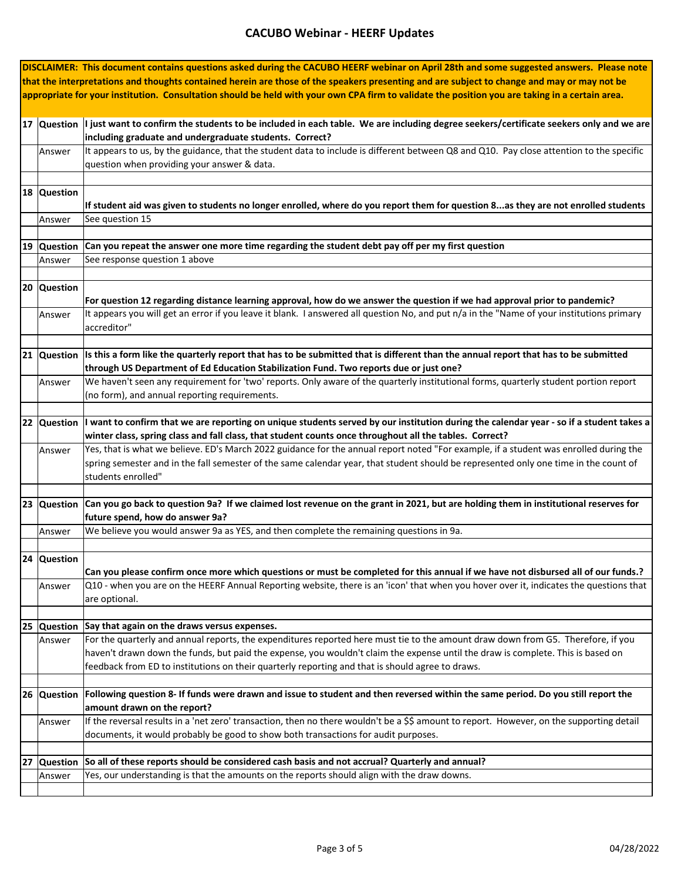# CACUBO Webinar - HEERF Updates

**DISCLAIMER: This document contains questions asked during the CACUBO HEERF webinar on April 28th and some suggested answers. Please note that the interpretations and thoughts contained herein are those of the speakers presenting and are subject to change and may or may not be appropriate for your institution. Consultation should be held with your own CPA firm to validate the position you are taking in a certain area.**

| # | | |
|---|---|---|
| 17 | **Question** | **I just want to confirm the students to be included in each table. We are including degree seekers/certificate seekers only and we are including graduate and undergraduate students. Correct?** |
| | Answer | It appears to us, by the guidance, that the student data to include is different between Q8 and Q10. Pay close attention to the specific question when providing your answer & data. |
| 18 | **Question** | **If student aid was given to students no longer enrolled, where do you report them for question 8...as they are not enrolled students** |
| | Answer | See question 15 |
| 19 | **Question** | **Can you repeat the answer one more time regarding the student debt pay off per my first question** |
| | Answer | See response question 1 above |
| 20 | **Question** | **For question 12 regarding distance learning approval, how do we answer the question if we had approval prior to pandemic?** |
| | Answer | It appears you will get an error if you leave it blank. I answered all question No, and put n/a in the "Name of your institutions primary accreditor" |
| 21 | **Question** | **Is this a form like the quarterly report that has to be submitted that is different than the annual report that has to be submitted through US Department of Ed Education Stabilization Fund. Two reports due or just one?** |
| | Answer | We haven't seen any requirement for 'two' reports. Only aware of the quarterly institutional forms, quarterly student portion report (no form), and annual reporting requirements. |
| 22 | **Question** | **I want to confirm that we are reporting on unique students served by our institution during the calendar year - so if a student takes a winter class, spring class and fall class, that student counts once throughout all the tables. Correct?** |
| | Answer | Yes, that is what we believe. ED's March 2022 guidance for the annual report noted "For example, if a student was enrolled during the spring semester and in the fall semester of the same calendar year, that student should be represented only one time in the count of students enrolled" |
| 23 | **Question** | **Can you go back to question 9a? If we claimed lost revenue on the grant in 2021, but are holding them in institutional reserves for future spend, how do answer 9a?** |
| | Answer | We believe you would answer 9a as YES, and then complete the remaining questions in 9a. |
| 24 | **Question** | **Can you please confirm once more which questions or must be completed for this annual if we have not disbursed all of our funds.?** |
| | Answer | Q10 - when you are on the HEERF Annual Reporting website, there is an 'icon' that when you hover over it, indicates the questions that are optional. |
| 25 | **Question** | **Say that again on the draws versus expenses.** |
| | Answer | For the quarterly and annual reports, the expenditures reported here must tie to the amount draw down from G5. Therefore, if you haven't drawn down the funds, but paid the expense, you wouldn't claim the expense until the draw is complete. This is based on feedback from ED to institutions on their quarterly reporting and that is should agree to draws. |
| 26 | **Question** | **Following question 8- If funds were drawn and issue to student and then reversed within the same period. Do you still report the amount drawn on the report?** |
| | Answer | If the reversal results in a 'net zero' transaction, then no there wouldn't be a $$ amount to report. However, on the supporting detail documents, it would probably be good to show both transactions for audit purposes. |
| 27 | **Question** | **So all of these reports should be considered cash basis and not accrual? Quarterly and annual?** |
| | Answer | Yes, our understanding is that the amounts on the reports should align with the draw downs. |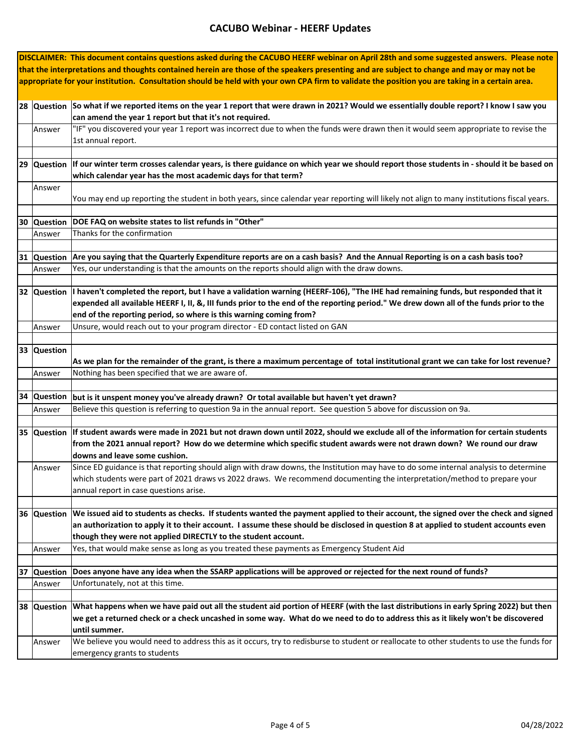# CACUBO Webinar - HEERF Updates

**DISCLAIMER: This document contains questions asked during the CACUBO HEERF webinar on April 28th and some suggested answers. Please note that the interpretations and thoughts contained herein are those of the speakers presenting and are subject to change and may or may not be appropriate for your institution. Consultation should be held with your own CPA firm to validate the position you are taking in a certain area.**

| | | |
|---|---|---|
| 28 | **Question** | **So what if we reported items on the year 1 report that were drawn in 2021? Would we essentially double report? I know I saw you can amend the year 1 report but that it's not required.** |
| | Answer | "IF" you discovered your year 1 report was incorrect due to when the funds were drawn then it would seem appropriate to revise the 1st annual report. |
| 29 | **Question** | **If our winter term crosses calendar years, is there guidance on which year we should report those students in - should it be based on which calendar year has the most academic days for that term?** |
| | Answer | You may end up reporting the student in both years, since calendar year reporting will likely not align to many institutions fiscal years. |
| 30 | **Question** | **DOE FAQ on website states to list refunds in "Other"** |
| | Answer | Thanks for the confirmation |
| 31 | **Question** | **Are you saying that the Quarterly Expenditure reports are on a cash basis? And the Annual Reporting is on a cash basis too?** |
| | Answer | Yes, our understanding is that the amounts on the reports should align with the draw downs. |
| 32 | **Question** | **I haven't completed the report, but I have a validation warning (HEERF-106), "The IHE had remaining funds, but responded that it expended all available HEERF I, II, &, III funds prior to the end of the reporting period." We drew down all of the funds prior to the end of the reporting period, so where is this warning coming from?** |
| | Answer | Unsure, would reach out to your program director - ED contact listed on GAN |
| 33 | **Question** | **As we plan for the remainder of the grant, is there a maximum percentage of total institutional grant we can take for lost revenue?** |
| | Answer | Nothing has been specified that we are aware of. |
| 34 | **Question** | **but is it unspent money you've already drawn? Or total available but haven't yet drawn?** |
| | Answer | Believe this question is referring to question 9a in the annual report. See question 5 above for discussion on 9a. |
| 35 | **Question** | **If student awards were made in 2021 but not drawn down until 2022, should we exclude all of the information for certain students from the 2021 annual report? How do we determine which specific student awards were not drawn down? We round our draw downs and leave some cushion.** |
| | Answer | Since ED guidance is that reporting should align with draw downs, the Institution may have to do some internal analysis to determine which students were part of 2021 draws vs 2022 draws. We recommend documenting the interpretation/method to prepare your annual report in case questions arise. |
| 36 | **Question** | **We issued aid to students as checks. If students wanted the payment applied to their account, the signed over the check and signed an authorization to apply it to their account. I assume these should be disclosed in question 8 at applied to student accounts even though they were not applied DIRECTLY to the student account.** |
| | Answer | Yes, that would make sense as long as you treated these payments as Emergency Student Aid |
| 37 | **Question** | **Does anyone have any idea when the SSARP applications will be approved or rejected for the next round of funds?** |
| | Answer | Unfortunately, not at this time. |
| 38 | **Question** | **What happens when we have paid out all the student aid portion of HEERF (with the last distributions in early Spring 2022) but then we get a returned check or a check uncashed in some way. What do we need to do to address this as it likely won't be discovered until summer.** |
| | Answer | We believe you would need to address this as it occurs, try to redisburse to student or reallocate to other students to use the funds for emergency grants to students |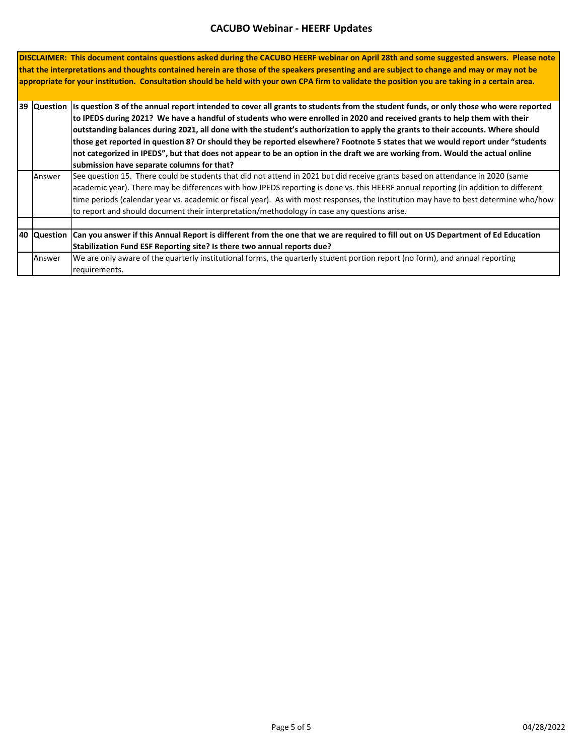# CACUBO Webinar - HEERF Updates

**DISCLAIMER: This document contains questions asked during the CACUBO HEERF webinar on April 28th and some suggested answers. Please note that the interpretations and thoughts contained herein are those of the speakers presenting and are subject to change and may or may not be appropriate for your institution. Consultation should be held with your own CPA firm to validate the position you are taking in a certain area.**

| | | |
|---|---|---|
| **39** | **Question** | **Is question 8 of the annual report intended to cover all grants to students from the student funds, or only those who were reported to IPEDS during 2021? We have a handful of students who were enrolled in 2020 and received grants to help them with their outstanding balances during 2021, all done with the student's authorization to apply the grants to their accounts. Where should those get reported in question 8? Or should they be reported elsewhere? Footnote 5 states that we would report under "students not categorized in IPEDS", but that does not appear to be an option in the draft we are working from. Would the actual online submission have separate columns for that?** |
| | Answer | See question 15. There could be students that did not attend in 2021 but did receive grants based on attendance in 2020 (same academic year). There may be differences with how IPEDS reporting is done vs. this HEERF annual reporting (in addition to different time periods (calendar year vs. academic or fiscal year). As with most responses, the Institution may have to best determine who/how to report and should document their interpretation/methodology in case any questions arise. |
| | | |
| **40** | **Question** | **Can you answer if this Annual Report is different from the one that we are required to fill out on US Department of Ed Education Stabilization Fund ESF Reporting site? Is there two annual reports due?** |
| | Answer | We are only aware of the quarterly institutional forms, the quarterly student portion report (no form), and annual reporting requirements. |

04/28/2022